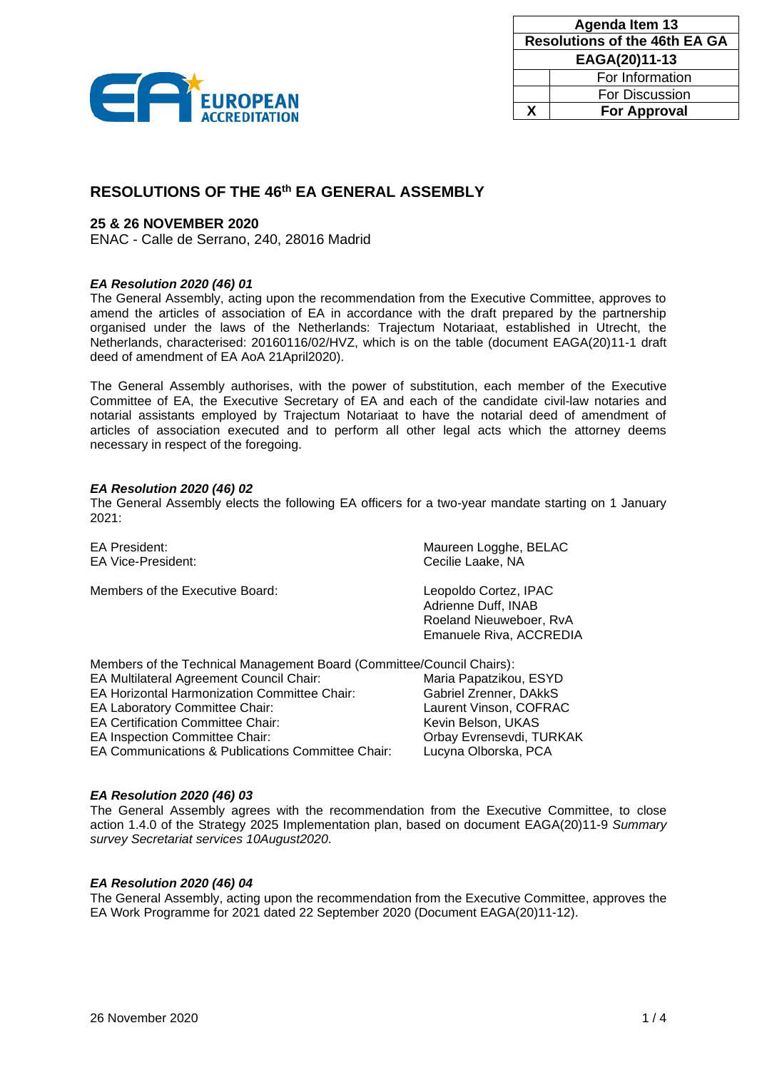| Agenda Item 13 | |
|---|---|
| Resolutions of the 46th EA GA | |
| EAGA(20)11-13 | |
| | For Information |
| | For Discussion |
| X | **For Approval** |

# RESOLUTIONS OF THE 46th EA GENERAL ASSEMBLY

**25 & 26 NOVEMBER 2020**

ENAC - Calle de Serrano, 240, 28016 Madrid

***EA Resolution 2020 (46) 01***

The General Assembly, acting upon the recommendation from the Executive Committee, approves to amend the articles of association of EA in accordance with the draft prepared by the partnership organised under the laws of the Netherlands: Trajectum Notariaat, established in Utrecht, the Netherlands, characterised: 20160116/02/HVZ, which is on the table (document EAGA(20)11-1 draft deed of amendment of EA AoA 21April2020).

The General Assembly authorises, with the power of substitution, each member of the Executive Committee of EA, the Executive Secretary of EA and each of the candidate civil-law notaries and notarial assistants employed by Trajectum Notariaat to have the notarial deed of amendment of articles of association executed and to perform all other legal acts which the attorney deems necessary in respect of the foregoing.

***EA Resolution 2020 (46) 02***

The General Assembly elects the following EA officers for a two-year mandate starting on 1 January 2021:

| | |
|---|---|
| EA President: | Maureen Logghe, BELAC |
| EA Vice-President: | Cecilie Laake, NA |
| Members of the Executive Board: | Leopoldo Cortez, IPAC |
| | Adrienne Duff, INAB |
| | Roeland Nieuweboer, RvA |
| | Emanuele Riva, ACCREDIA |

Members of the Technical Management Board (Committee/Council Chairs):

| | |
|---|---|
| EA Multilateral Agreement Council Chair: | Maria Papatzikou, ESYD |
| EA Horizontal Harmonization Committee Chair: | Gabriel Zrenner, DAkkS |
| EA Laboratory Committee Chair: | Laurent Vinson, COFRAC |
| EA Certification Committee Chair: | Kevin Belson, UKAS |
| EA Inspection Committee Chair: | Orbay Evrensevdi, TURKAK |
| EA Communications & Publications Committee Chair: | Lucyna Olborska, PCA |

***EA Resolution 2020 (46) 03***

The General Assembly agrees with the recommendation from the Executive Committee, to close action 1.4.0 of the Strategy 2025 Implementation plan, based on document EAGA(20)11-9 *Summary survey Secretariat services 10August2020*.

***EA Resolution 2020 (46) 04***

The General Assembly, acting upon the recommendation from the Executive Committee, approves the EA Work Programme for 2021 dated 22 September 2020 (Document EAGA(20)11-12).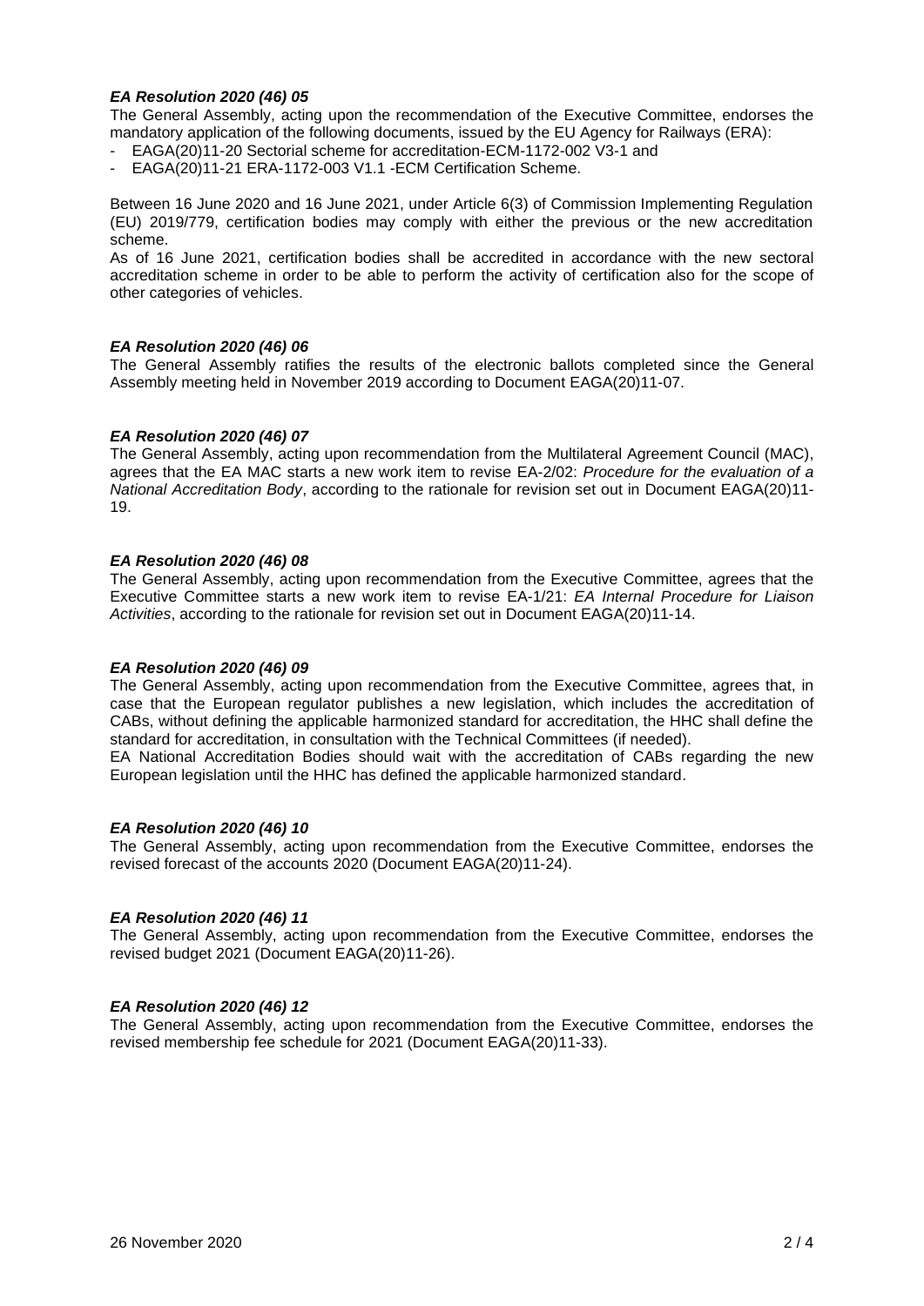### *EA Resolution 2020 (46) 05*

The General Assembly, acting upon the recommendation of the Executive Committee, endorses the mandatory application of the following documents, issued by the EU Agency for Railways (ERA):

- EAGA(20)11-20 Sectorial scheme for accreditation-ECM-1172-002 V3-1 and
- EAGA(20)11-21 ERA-1172-003 V1.1 -ECM Certification Scheme.

Between 16 June 2020 and 16 June 2021, under Article 6(3) of Commission Implementing Regulation (EU) 2019/779, certification bodies may comply with either the previous or the new accreditation scheme.

As of 16 June 2021, certification bodies shall be accredited in accordance with the new sectoral accreditation scheme in order to be able to perform the activity of certification also for the scope of other categories of vehicles.

### *EA Resolution 2020 (46) 06*

The General Assembly ratifies the results of the electronic ballots completed since the General Assembly meeting held in November 2019 according to Document EAGA(20)11-07.

### *EA Resolution 2020 (46) 07*

The General Assembly, acting upon recommendation from the Multilateral Agreement Council (MAC), agrees that the EA MAC starts a new work item to revise EA-2/02: *Procedure for the evaluation of a National Accreditation Body*, according to the rationale for revision set out in Document EAGA(20)11-19.

### *EA Resolution 2020 (46) 08*

The General Assembly, acting upon recommendation from the Executive Committee, agrees that the Executive Committee starts a new work item to revise EA-1/21: *EA Internal Procedure for Liaison Activities*, according to the rationale for revision set out in Document EAGA(20)11-14.

### *EA Resolution 2020 (46) 09*

The General Assembly, acting upon recommendation from the Executive Committee, agrees that, in case that the European regulator publishes a new legislation, which includes the accreditation of CABs, without defining the applicable harmonized standard for accreditation, the HHC shall define the standard for accreditation, in consultation with the Technical Committees (if needed).

EA National Accreditation Bodies should wait with the accreditation of CABs regarding the new European legislation until the HHC has defined the applicable harmonized standard.

### *EA Resolution 2020 (46) 10*

The General Assembly, acting upon recommendation from the Executive Committee, endorses the revised forecast of the accounts 2020 (Document EAGA(20)11-24).

### *EA Resolution 2020 (46) 11*

The General Assembly, acting upon recommendation from the Executive Committee, endorses the revised budget 2021 (Document EAGA(20)11-26).

### *EA Resolution 2020 (46) 12*

The General Assembly, acting upon recommendation from the Executive Committee, endorses the revised membership fee schedule for 2021 (Document EAGA(20)11-33).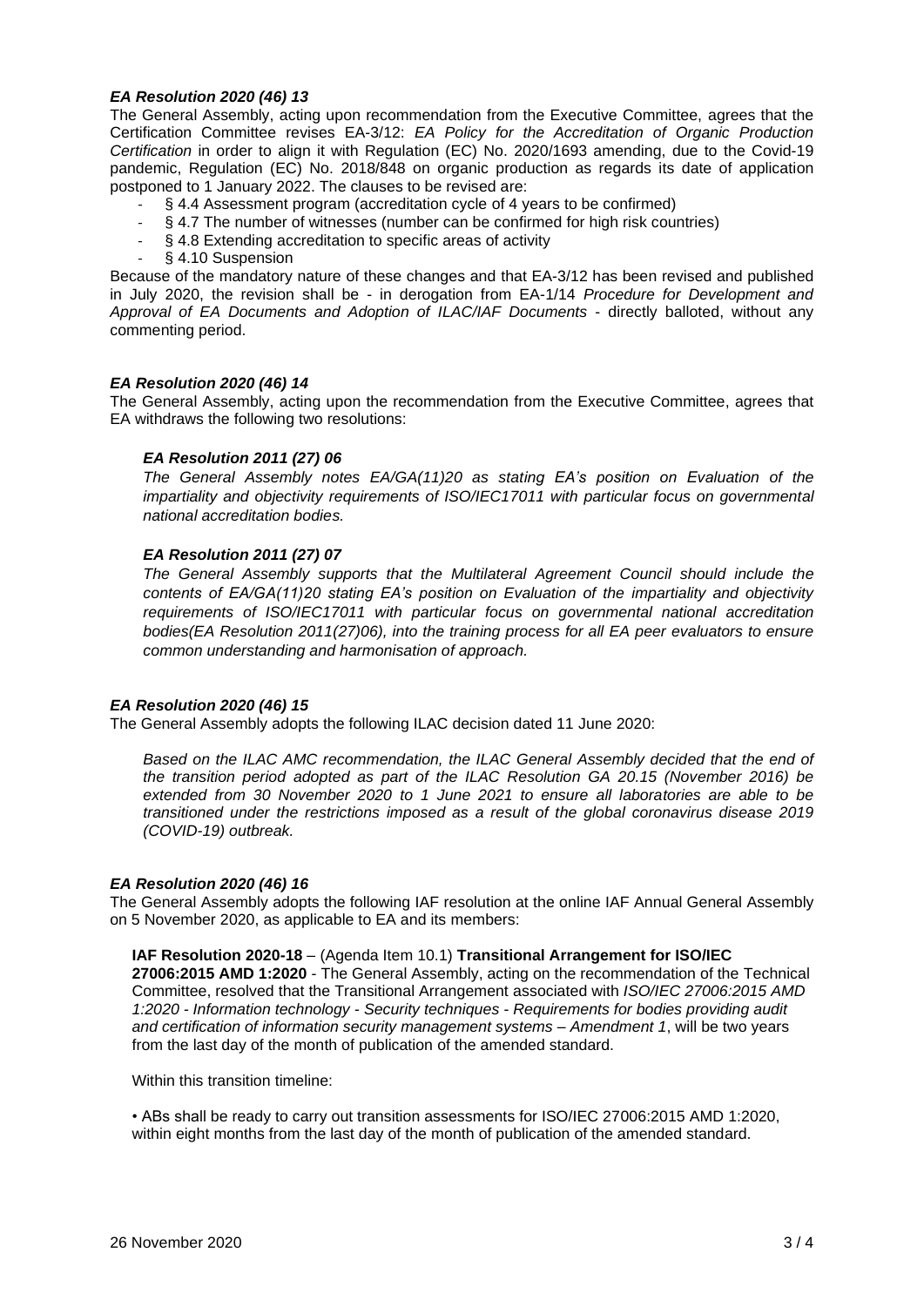### *EA Resolution 2020 (46) 13*

The General Assembly, acting upon recommendation from the Executive Committee, agrees that the Certification Committee revises EA-3/12: *EA Policy for the Accreditation of Organic Production Certification* in order to align it with Regulation (EC) No. 2020/1693 amending, due to the Covid-19 pandemic, Regulation (EC) No. 2018/848 on organic production as regards its date of application postponed to 1 January 2022. The clauses to be revised are:

- § 4.4 Assessment program (accreditation cycle of 4 years to be confirmed)
- § 4.7 The number of witnesses (number can be confirmed for high risk countries)
- § 4.8 Extending accreditation to specific areas of activity
- § 4.10 Suspension

Because of the mandatory nature of these changes and that EA-3/12 has been revised and published in July 2020, the revision shall be - in derogation from EA-1/14 *Procedure for Development and Approval of EA Documents and Adoption of ILAC/IAF Documents* - directly balloted, without any commenting period.

### *EA Resolution 2020 (46) 14*

The General Assembly, acting upon the recommendation from the Executive Committee, agrees that EA withdraws the following two resolutions:

> ***EA Resolution 2011 (27) 06***
>
> *The General Assembly notes EA/GA(11)20 as stating EA's position on Evaluation of the impartiality and objectivity requirements of ISO/IEC17011 with particular focus on governmental national accreditation bodies.*
>
> ***EA Resolution 2011 (27) 07***
>
> *The General Assembly supports that the Multilateral Agreement Council should include the contents of EA/GA(11)20 stating EA's position on Evaluation of the impartiality and objectivity requirements of ISO/IEC17011 with particular focus on governmental national accreditation bodies(EA Resolution 2011(27)06), into the training process for all EA peer evaluators to ensure common understanding and harmonisation of approach.*

### *EA Resolution 2020 (46) 15*

The General Assembly adopts the following ILAC decision dated 11 June 2020:

> *Based on the ILAC AMC recommendation, the ILAC General Assembly decided that the end of the transition period adopted as part of the ILAC Resolution GA 20.15 (November 2016) be extended from 30 November 2020 to 1 June 2021 to ensure all laboratories are able to be transitioned under the restrictions imposed as a result of the global coronavirus disease 2019 (COVID-19) outbreak.*

### *EA Resolution 2020 (46) 16*

The General Assembly adopts the following IAF resolution at the online IAF Annual General Assembly on 5 November 2020, as applicable to EA and its members:

> **IAF Resolution 2020-18** – (Agenda Item 10.1) **Transitional Arrangement for ISO/IEC 27006:2015 AMD 1:2020** - The General Assembly, acting on the recommendation of the Technical Committee, resolved that the Transitional Arrangement associated with *ISO/IEC 27006:2015 AMD 1:2020 - Information technology - Security techniques - Requirements for bodies providing audit and certification of information security management systems – Amendment 1*, will be two years from the last day of the month of publication of the amended standard.
>
> Within this transition timeline:
>
> • ABs shall be ready to carry out transition assessments for ISO/IEC 27006:2015 AMD 1:2020, within eight months from the last day of the month of publication of the amended standard.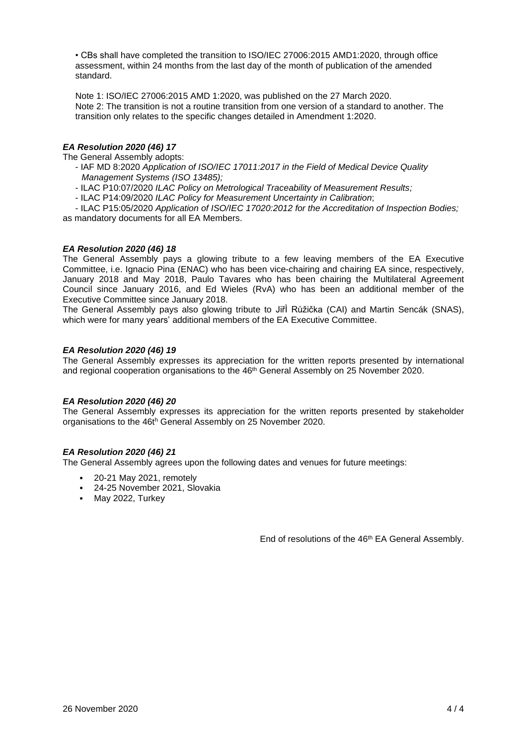- CBs shall have completed the transition to ISO/IEC 27006:2015 AMD1:2020, through office assessment, within 24 months from the last day of the month of publication of the amended standard.

  Note 1: ISO/IEC 27006:2015 AMD 1:2020, was published on the 27 March 2020.
  Note 2: The transition is not a routine transition from one version of a standard to another. The transition only relates to the specific changes detailed in Amendment 1:2020.

### *EA Resolution 2020 (46) 17*

The General Assembly adopts:

- IAF MD 8:2020 *Application of ISO/IEC 17011:2017 in the Field of Medical Device Quality Management Systems (ISO 13485);*
- ILAC P10:07/2020 *ILAC Policy on Metrological Traceability of Measurement Results;*
- ILAC P14:09/2020 *ILAC Policy for Measurement Uncertainty in Calibration*;
- ILAC P15:05/2020 *Application of ISO/IEC 17020:2012 for the Accreditation of Inspection Bodies;*

as mandatory documents for all EA Members.

### *EA Resolution 2020 (46) 18*

The General Assembly pays a glowing tribute to a few leaving members of the EA Executive Committee, i.e. Ignacio Pina (ENAC) who has been vice-chairing and chairing EA since, respectively, January 2018 and May 2018, Paulo Tavares who has been chairing the Multilateral Agreement Council since January 2016, and Ed Wieles (RvA) who has been an additional member of the Executive Committee since January 2018.

The General Assembly pays also glowing tribute to JiřÌ Růžička (CAI) and Martin Sencák (SNAS), which were for many years' additional members of the EA Executive Committee.

### *EA Resolution 2020 (46) 19*

The General Assembly expresses its appreciation for the written reports presented by international and regional cooperation organisations to the 46th General Assembly on 25 November 2020.

### *EA Resolution 2020 (46) 20*

The General Assembly expresses its appreciation for the written reports presented by stakeholder organisations to the 46th General Assembly on 25 November 2020.

### *EA Resolution 2020 (46) 21*

The General Assembly agrees upon the following dates and venues for future meetings:

- 20-21 May 2021, remotely
- 24-25 November 2021, Slovakia
- May 2022, Turkey

End of resolutions of the 46th EA General Assembly.